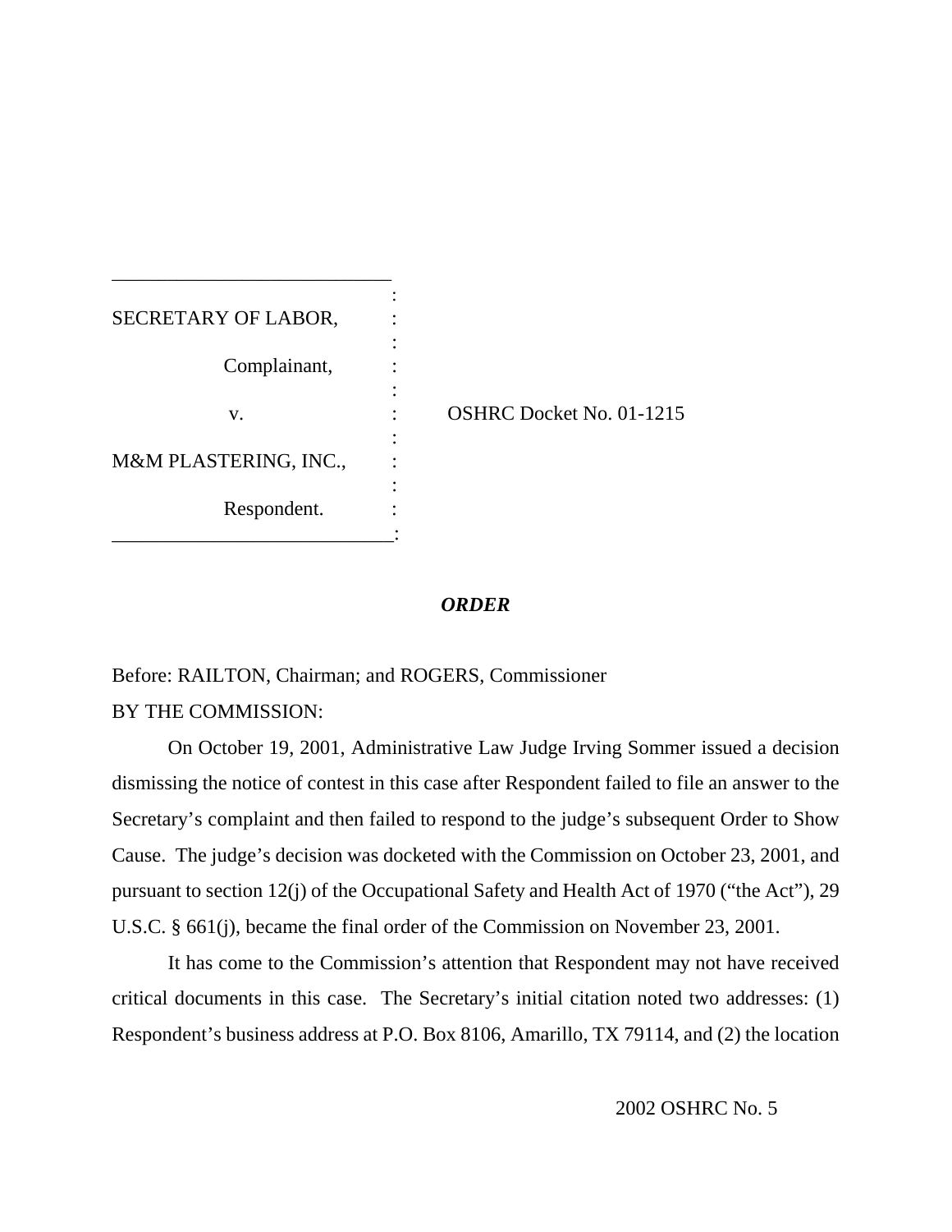SECRETARY OF LABOR,

Complainant,

v. OSHRC Docket No. 01-1215

M&M PLASTERING, INC.,

Respondent.

## *ORDER*

Before: RAILTON, Chairman; and ROGERS, Commissioner

BY THE COMMISSION:

On October 19, 2001, Administrative Law Judge Irving Sommer issued a decision dismissing the notice of contest in this case after Respondent failed to file an answer to the Secretary's complaint and then failed to respond to the judge's subsequent Order to Show Cause. The judge's decision was docketed with the Commission on October 23, 2001, and pursuant to section 12(j) of the Occupational Safety and Health Act of 1970 ("the Act"), 29 U.S.C. § 661(j), became the final order of the Commission on November 23, 2001.

It has come to the Commission's attention that Respondent may not have received critical documents in this case. The Secretary's initial citation noted two addresses: (1) Respondent's business address at P.O. Box 8106, Amarillo, TX 79114, and (2) the location

2002 OSHRC No. 5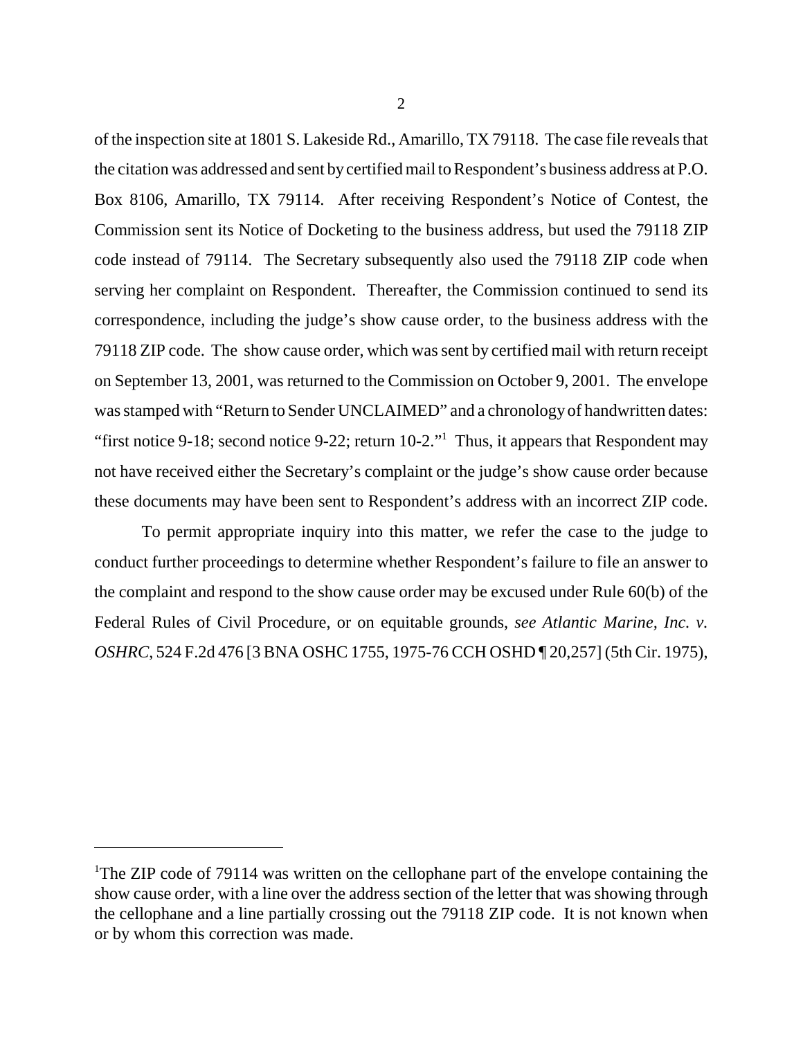of the inspection site at 1801 S. Lakeside Rd., Amarillo, TX 79118. The case file reveals that the citation was addressed and sent by certified mail to Respondent's business address at P.O. Box 8106, Amarillo, TX 79114. After receiving Respondent's Notice of Contest, the Commission sent its Notice of Docketing to the business address, but used the 79118 ZIP code instead of 79114. The Secretary subsequently also used the 79118 ZIP code when serving her complaint on Respondent. Thereafter, the Commission continued to send its correspondence, including the judge's show cause order, to the business address with the 79118 ZIP code. The show cause order, which was sent by certified mail with return receipt on September 13, 2001, was returned to the Commission on October 9, 2001. The envelope was stamped with "Return to Sender UNCLAIMED" and a chronology of handwritten dates: "first notice 9-18; second notice 9-22; return 10-2."[1] Thus, it appears that Respondent may not have received either the Secretary's complaint or the judge's show cause order because these documents may have been sent to Respondent's address with an incorrect ZIP code.

To permit appropriate inquiry into this matter, we refer the case to the judge to conduct further proceedings to determine whether Respondent's failure to file an answer to the complaint and respond to the show cause order may be excused under Rule 60(b) of the Federal Rules of Civil Procedure, or on equitable grounds, *see Atlantic Marine, Inc. v. OSHRC*, 524 F.2d 476 [3 BNA OSHC 1755, 1975-76 CCH OSHD ¶ 20,257] (5th Cir. 1975),

---

[1]The ZIP code of 79114 was written on the cellophane part of the envelope containing the show cause order, with a line over the address section of the letter that was showing through the cellophane and a line partially crossing out the 79118 ZIP code. It is not known when or by whom this correction was made.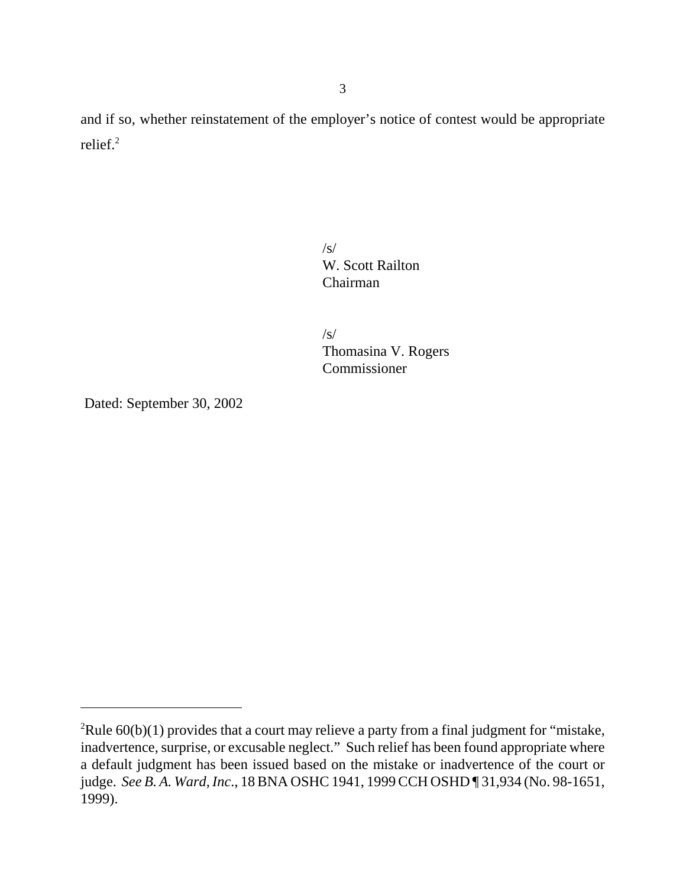and if so, whether reinstatement of the employer's notice of contest would be appropriate relief.[2]

/s/
W. Scott Railton
Chairman

/s/
Thomasina V. Rogers
Commissioner

Dated: September 30, 2002

---

[2]Rule 60(b)(1) provides that a court may relieve a party from a final judgment for "mistake, inadvertence, surprise, or excusable neglect." Such relief has been found appropriate where a default judgment has been issued based on the mistake or inadvertence of the court or judge. *See B. A. Ward, Inc.*, 18 BNA OSHC 1941, 1999 CCH OSHD ¶ 31,934 (No. 98-1651, 1999).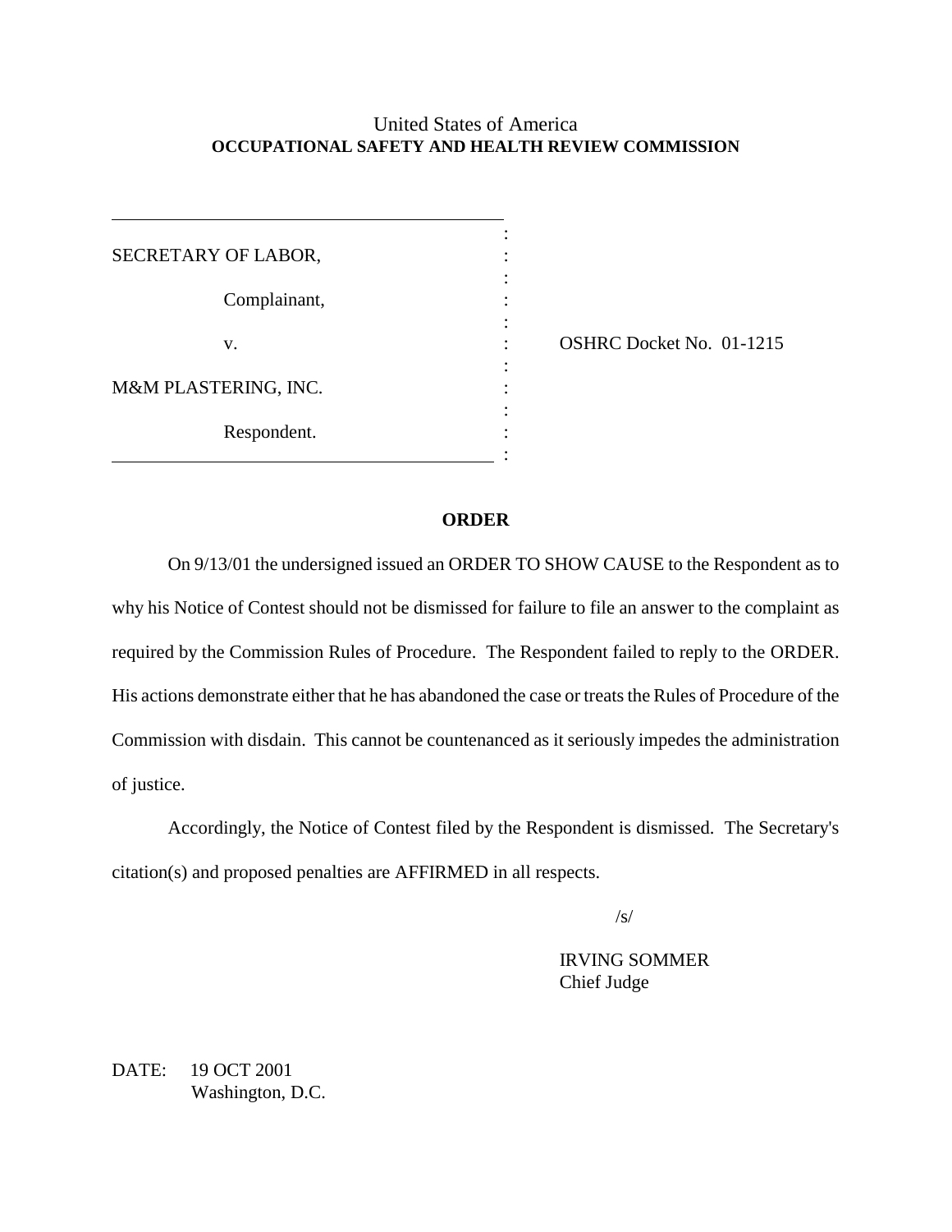United States of America
**OCCUPATIONAL SAFETY AND HEALTH REVIEW COMMISSION**

| | |
|---|---|
| SECRETARY OF LABOR,<br><br>Complainant,<br><br>v.<br><br>M&M PLASTERING, INC.<br><br>Respondent. | OSHRC Docket No. 01-1215 |

**ORDER**

On 9/13/01 the undersigned issued an ORDER TO SHOW CAUSE to the Respondent as to why his Notice of Contest should not be dismissed for failure to file an answer to the complaint as required by the Commission Rules of Procedure. The Respondent failed to reply to the ORDER. His actions demonstrate either that he has abandoned the case or treats the Rules of Procedure of the Commission with disdain. This cannot be countenanced as it seriously impedes the administration of justice.

Accordingly, the Notice of Contest filed by the Respondent is dismissed. The Secretary's citation(s) and proposed penalties are AFFIRMED in all respects.

/s/

IRVING SOMMER
Chief Judge

DATE: 19 OCT 2001
Washington, D.C.